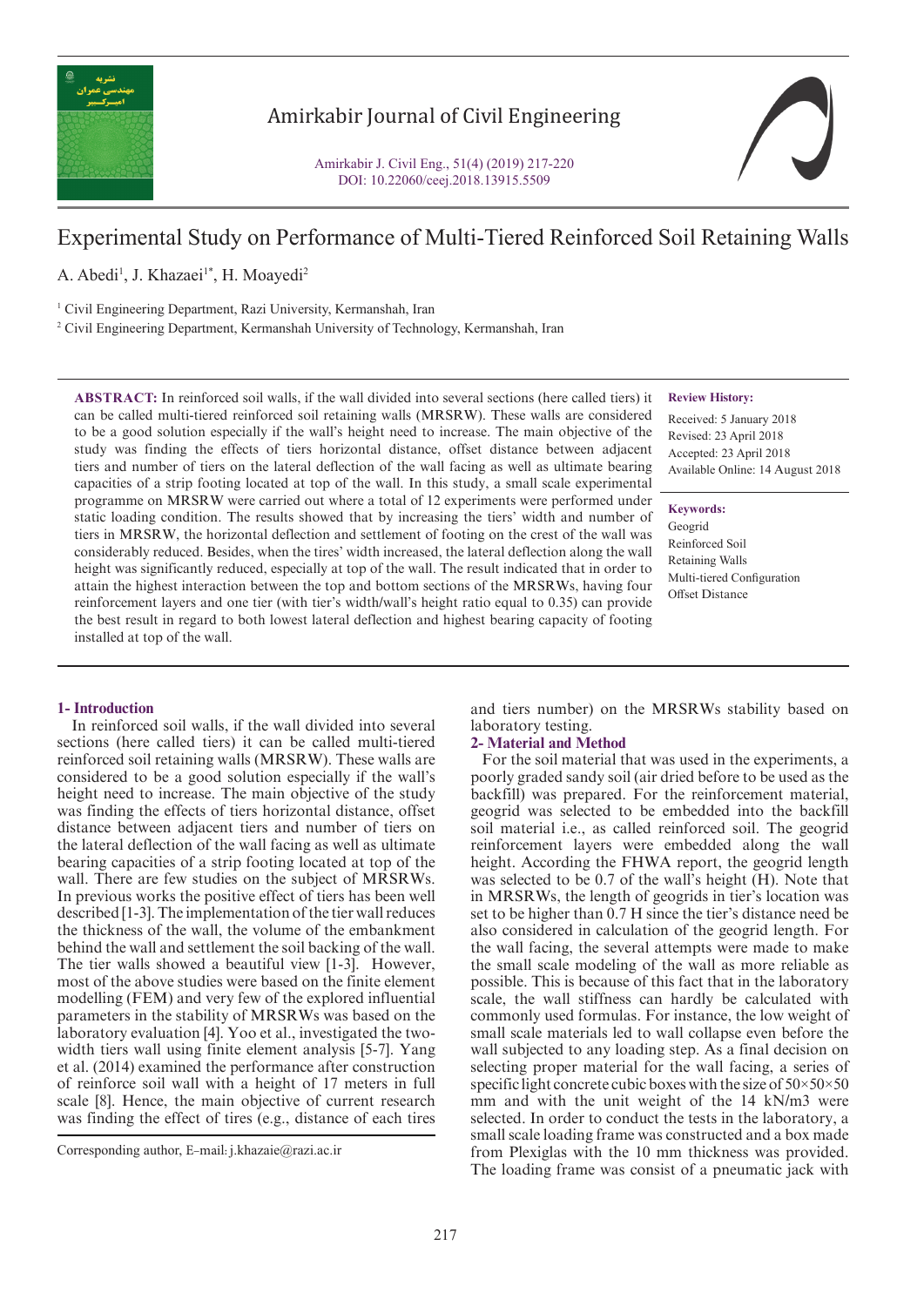# Experimental Study on Performance of Multi-Tiered Reinforced Soil Retaining Walls

A. Abedi[1], J. Khazaei[1*], H. Moayedi[2]

[1] Civil Engineering Department, Razi University, Kermanshah, Iran

[2] Civil Engineering Department, Kermanshah University of Technology, Kermanshah, Iran

**ABSTRACT:** In reinforced soil walls, if the wall divided into several sections (here called tiers) it can be called multi-tiered reinforced soil retaining walls (MRSRW). These walls are considered to be a good solution especially if the wall's height need to increase. The main objective of the study was finding the effects of tiers horizontal distance, offset distance between adjacent tiers and number of tiers on the lateral deflection of the wall facing as well as ultimate bearing capacities of a strip footing located at top of the wall. In this study, a small scale experimental programme on MRSRW were carried out where a total of 12 experiments were performed under static loading condition. The results showed that by increasing the tiers' width and number of tiers in MRSRW, the horizontal deflection and settlement of footing on the crest of the wall was considerably reduced. Besides, when the tires' width increased, the lateral deflection along the wall height was significantly reduced, especially at top of the wall. The result indicated that in order to attain the highest interaction between the top and bottom sections of the MRSRWs, having four reinforcement layers and one tier (with tier's width/wall's height ratio equal to 0.35) can provide the best result in regard to both lowest lateral deflection and highest bearing capacity of footing installed at top of the wall.

**Review History:**

Received: 5 January 2018
Revised: 23 April 2018
Accepted: 23 April 2018
Available Online: 14 August 2018

**Keywords:**

Geogrid
Reinforced Soil
Retaining Walls
Multi-tiered Configuration
Offset Distance

## 1- Introduction

In reinforced soil walls, if the wall divided into several sections (here called tiers) it can be called multi-tiered reinforced soil retaining walls (MRSRW). These walls are considered to be a good solution especially if the wall's height need to increase. The main objective of the study was finding the effects of tiers horizontal distance, offset distance between adjacent tiers and number of tiers on the lateral deflection of the wall facing as well as ultimate bearing capacities of a strip footing located at top of the wall. There are few studies on the subject of MRSRWs. In previous works the positive effect of tiers has been well described [1-3]. The implementation of the tier wall reduces the thickness of the wall, the volume of the embankment behind the wall and settlement the soil backing of the wall. The tier walls showed a beautiful view [1-3]. However, most of the above studies were based on the finite element modelling (FEM) and very few of the explored influential parameters in the stability of MRSRWs was based on the laboratory evaluation [4]. Yoo et al., investigated the two-width tiers wall using finite element analysis [5-7]. Yang et al. (2014) examined the performance after construction of reinforce soil wall with a height of 17 meters in full scale [8]. Hence, the main objective of current research was finding the effect of tires (e.g., distance of each tires and tiers number) on the MRSRWs stability based on laboratory testing.

Corresponding author, E-mail: j.khazaie@razi.ac.ir

## 2- Material and Method

For the soil material that was used in the experiments, a poorly graded sandy soil (air dried before to be used as the backfill) was prepared. For the reinforcement material, geogrid was selected to be embedded into the backfill soil material i.e., as called reinforced soil. The geogrid reinforcement layers were embedded along the wall height. According the FHWA report, the geogrid length was selected to be 0.7 of the wall's height (H). Note that in MRSRWs, the length of geogrids in tier's location was set to be higher than 0.7 H since the tier's distance need be also considered in calculation of the geogrid length. For the wall facing, the several attempts were made to make the small scale modeling of the wall as more reliable as possible. This is because of this fact that in the laboratory scale, the wall stiffness can hardly be calculated with commonly used formulas. For instance, the low weight of small scale materials led to wall collapse even before the wall subjected to any loading step. As a final decision on selecting proper material for the wall facing, a series of specific light concrete cubic boxes with the size of 50×50×50 mm and with the unit weight of the 14 kN/m3 were selected. In order to conduct the tests in the laboratory, a small scale loading frame was constructed and a box made from Plexiglas with the 10 mm thickness was provided. The loading frame was consist of a pneumatic jack with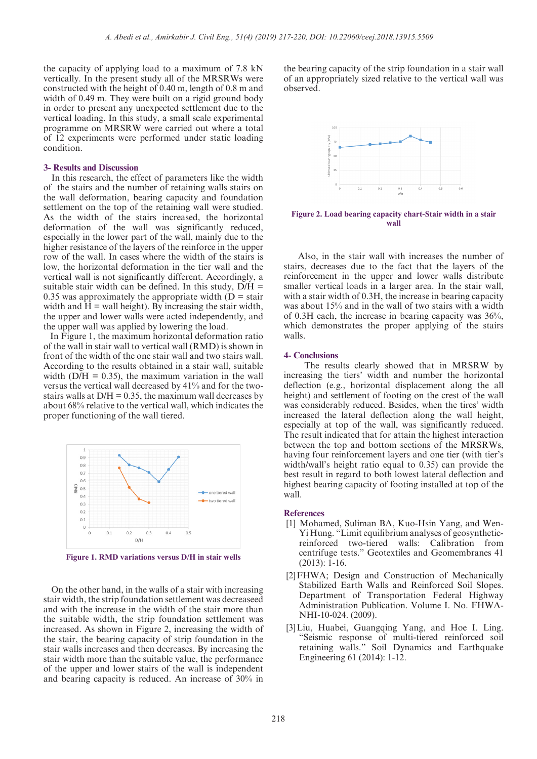the capacity of applying load to a maximum of 7.8 kN vertically. In the present study all of the MRSRWs were constructed with the height of 0.40 m, length of 0.8 m and width of 0.49 m. They were built on a rigid ground body in order to present any unexpected settlement due to the vertical loading. In this study, a small scale experimental programme on MRSRW were carried out where a total of 12 experiments were performed under static loading condition.

## 3- Results and Discussion

In this research, the effect of parameters like the width of the stairs and the number of retaining walls stairs on the wall deformation, bearing capacity and foundation settlement on the top of the retaining wall were studied. As the width of the stairs increased, the horizontal deformation of the wall was significantly reduced, especially in the lower part of the wall, mainly due to the higher resistance of the layers of the reinforce in the upper row of the wall. In cases where the width of the stairs is low, the horizontal deformation in the tier wall and the vertical wall is not significantly different. Accordingly, a suitable stair width can be defined. In this study, D/H = 0.35 was approximately the appropriate width (D = stair width and H = wall height). By increasing the stair width, the upper and lower walls were acted independently, and the upper wall was applied by lowering the load.

In Figure 1, the maximum horizontal deformation ratio of the wall in stair wall to vertical wall (RMD) is shown in front of the width of the one stair wall and two stairs wall. According to the results obtained in a stair wall, suitable width (D/H = 0.35), the maximum variation in the wall versus the vertical wall decreased by 41% and for the two-stairs walls at D/H = 0.35, the maximum wall decreases by about 68% relative to the vertical wall, which indicates the proper functioning of the wall tiered.

**Figure 1. RMD variations versus D/H in stair wells**

On the other hand, in the walls of a stair with increasing stair width, the strip foundation settlement was decreaseed and with the increase in the width of the stair more than the suitable width, the strip foundation settlement was increased. As shown in Figure 2, increasing the width of the stair, the bearing capacity of strip foundation in the stair walls increases and then decreases. By increasing the stair width more than the suitable value, the performance of the upper and lower stairs of the wall is independent and bearing capacity is reduced. An increase of 30% in the bearing capacity of the strip foundation in a stair wall of an appropriately sized relative to the vertical wall was observed.

**Figure 2. Load bearing capacity chart-Stair width in a stair wall**

Also, in the stair wall with increases the number of stairs, decreases due to the fact that the layers of the reinforcement in the upper and lower walls distribute smaller vertical loads in a larger area. In the stair wall, with a stair width of 0.3H, the increase in bearing capacity was about 15% and in the wall of two stairs with a width of 0.3H each, the increase in bearing capacity was 36%, which demonstrates the proper applying of the stairs walls.

## 4- Conclusions

The results clearly showed that in MRSRW by increasing the tiers' width and number the horizontal deflection (e.g., horizontal displacement along the all height) and settlement of footing on the crest of the wall was considerably reduced. Besides, when the tires' width increased the lateral deflection along the wall height, especially at top of the wall, was significantly reduced. The result indicated that for attain the highest interaction between the top and bottom sections of the MRSRWs, having four reinforcement layers and one tier (with tier's width/wall's height ratio equal to 0.35) can provide the best result in regard to both lowest lateral deflection and highest bearing capacity of footing installed at top of the wall.

## References

[1] Mohamed, Suliman BA, Kuo-Hsin Yang, and Wen-Yi Hung. "Limit equilibrium analyses of geosynthetic-reinforced two-tiered walls: Calibration from centrifuge tests." Geotextiles and Geomembranes 41 (2013): 1-16.

[2] FHWA; Design and Construction of Mechanically Stabilized Earth Walls and Reinforced Soil Slopes. Department of Transportation Federal Highway Administration Publication. Volume I. No. FHWA-NHI-10-024. (2009).

[3] Liu, Huabei, Guangqing Yang, and Hoe I. Ling. "Seismic response of multi-tiered reinforced soil retaining walls." Soil Dynamics and Earthquake Engineering 61 (2014): 1-12.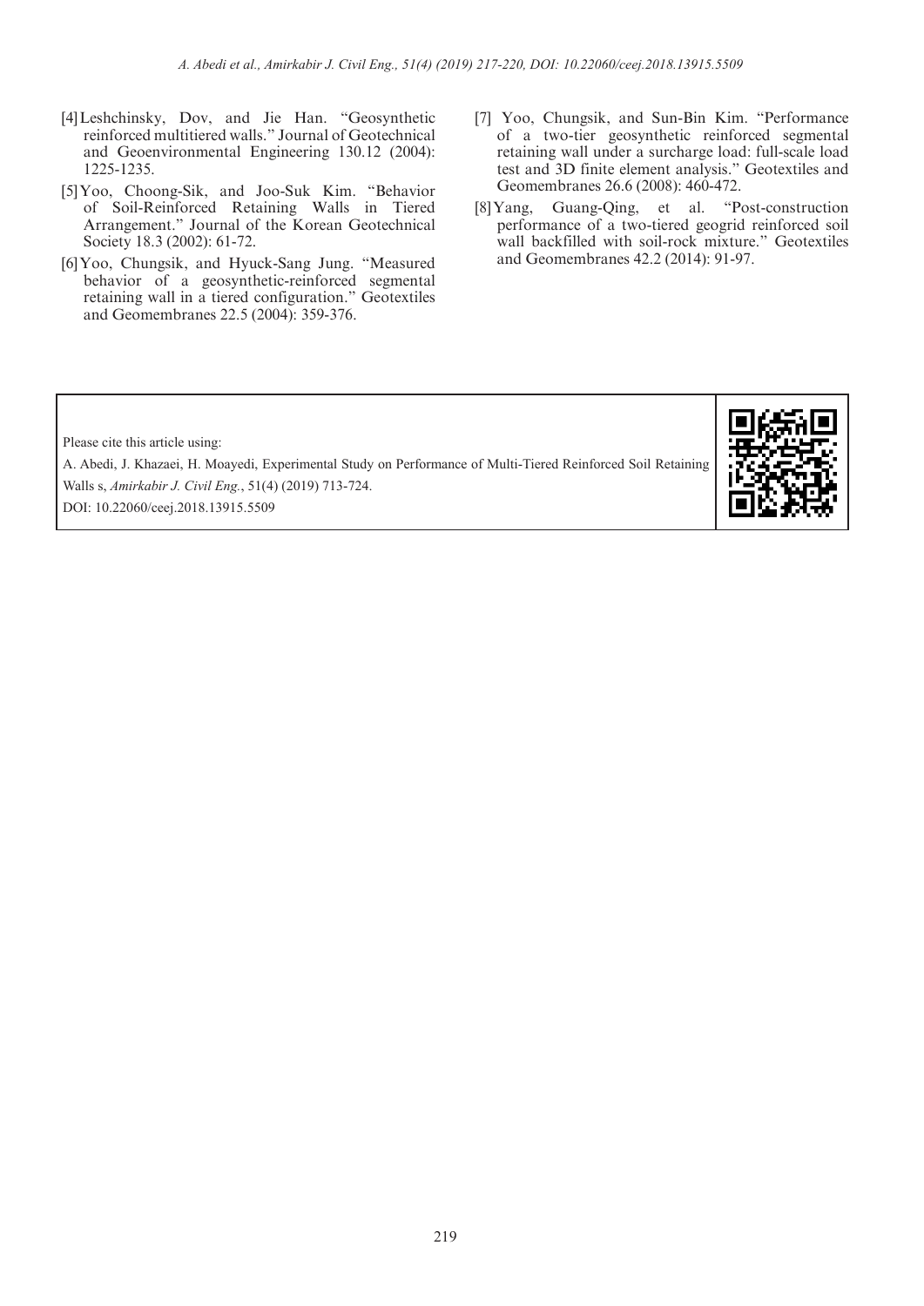[4] Leshchinsky, Dov, and Jie Han. "Geosynthetic reinforced multitiered walls." Journal of Geotechnical and Geoenvironmental Engineering 130.12 (2004): 1225-1235.

[5] Yoo, Choong-Sik, and Joo-Suk Kim. "Behavior of Soil-Reinforced Retaining Walls in Tiered Arrangement." Journal of the Korean Geotechnical Society 18.3 (2002): 61-72.

[6] Yoo, Chungsik, and Hyuck-Sang Jung. "Measured behavior of a geosynthetic-reinforced segmental retaining wall in a tiered configuration." Geotextiles and Geomembranes 22.5 (2004): 359-376.

[7] Yoo, Chungsik, and Sun-Bin Kim. "Performance of a two-tier geosynthetic reinforced segmental retaining wall under a surcharge load: full-scale load test and 3D finite element analysis." Geotextiles and Geomembranes 26.6 (2008): 460-472.

[8] Yang, Guang-Qing, et al. "Post-construction performance of a two-tiered geogrid reinforced soil wall backfilled with soil-rock mixture." Geotextiles and Geomembranes 42.2 (2014): 91-97.

Please cite this article using:

A. Abedi, J. Khazaei, H. Moayedi, Experimental Study on Performance of Multi-Tiered Reinforced Soil Retaining Walls s, *Amirkabir J. Civil Eng.*, 51(4) (2019) 713-724.

DOI: 10.22060/ceej.2018.13915.5509